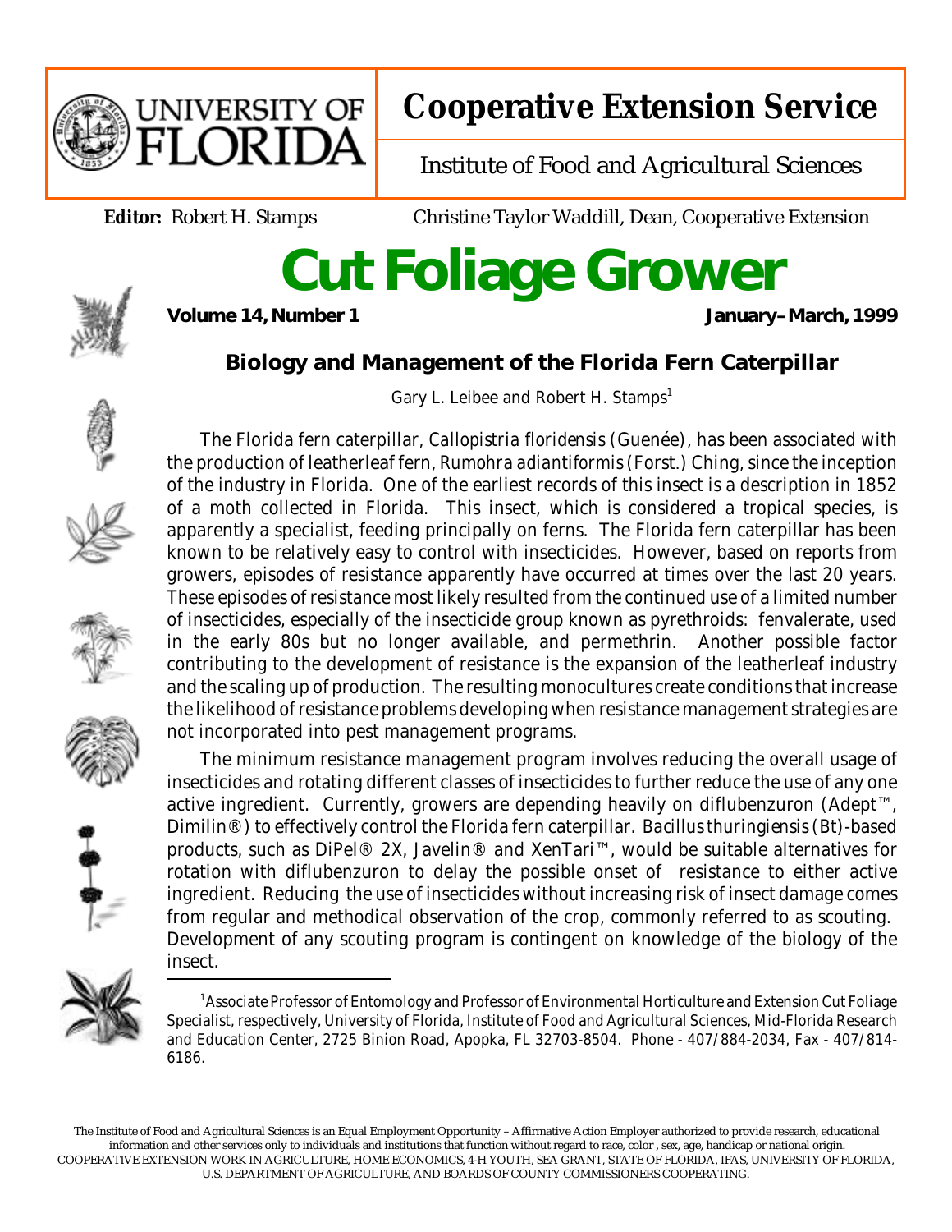University of Florida

# Cooperative Extension Service

Institute of Food and Agricultural Sciences

**Editor:** Robert H. Stamps Christine Taylor Waddill, Dean, Cooperative Extension

# Cut Foliage Grower

**Volume 14, Number 1** **January–March, 1999**

## Biology and Management of the Florida Fern Caterpillar

Gary L. Leibee and Robert H. Stamps[1]

The Florida fern caterpillar, *Callopistria floridensis* (Guenée), has been associated with the production of leatherleaf fern, *Rumohra adiantiformis* (Forst.) Ching, since the inception of the industry in Florida. One of the earliest records of this insect is a description in 1852 of a moth collected in Florida. This insect, which is considered a tropical species, is apparently a specialist, feeding principally on ferns. The Florida fern caterpillar has been known to be relatively easy to control with insecticides. However, based on reports from growers, episodes of resistance apparently have occurred at times over the last 20 years. These episodes of resistance most likely resulted from the continued use of a limited number of insecticides, especially of the insecticide group known as pyrethroids: fenvalerate, used in the early 80s but no longer available, and permethrin. Another possible factor contributing to the development of resistance is the expansion of the leatherleaf industry and the scaling up of production. The resulting monocultures create conditions that increase the likelihood of resistance problems developing when resistance management strategies are not incorporated into pest management programs.

The minimum resistance management program involves reducing the overall usage of insecticides and rotating different classes of insecticides to further reduce the use of any one active ingredient. Currently, growers are depending heavily on diflubenzuron (Adept™, Dimilin®) to effectively control the Florida fern caterpillar. *Bacillus thuringiensis* (Bt)-based products, such as DiPel® 2X, Javelin® and XenTari™, would be suitable alternatives for rotation with diflubenzuron to delay the possible onset of resistance to either active ingredient. Reducing the use of insecticides without increasing risk of insect damage comes from regular and methodical observation of the crop, commonly referred to as scouting. Development of any scouting program is contingent on knowledge of the biology of the insect.

---

[1]Associate Professor of Entomology and Professor of Environmental Horticulture and Extension Cut Foliage Specialist, respectively, University of Florida, Institute of Food and Agricultural Sciences, Mid-Florida Research and Education Center, 2725 Binion Road, Apopka, FL 32703-8504. Phone - 407/884-2034, Fax - 407/814-6186.

The Institute of Food and Agricultural Sciences is an Equal Employment Opportunity – Affirmative Action Employer authorized to provide research, educational information and other services only to individuals and institutions that function without regard to race, color , sex, age, handicap or national origin. COOPERATIVE EXTENSION WORK IN AGRICULTURE, HOME ECONOMICS, 4-H YOUTH, SEA GRANT, STATE OF FLORIDA, IFAS, UNIVERSITY OF FLORIDA, U.S. DEPARTMENT OF AGRICULTURE, AND BOARDS OF COUNTY COMMISSIONERS COOPERATING.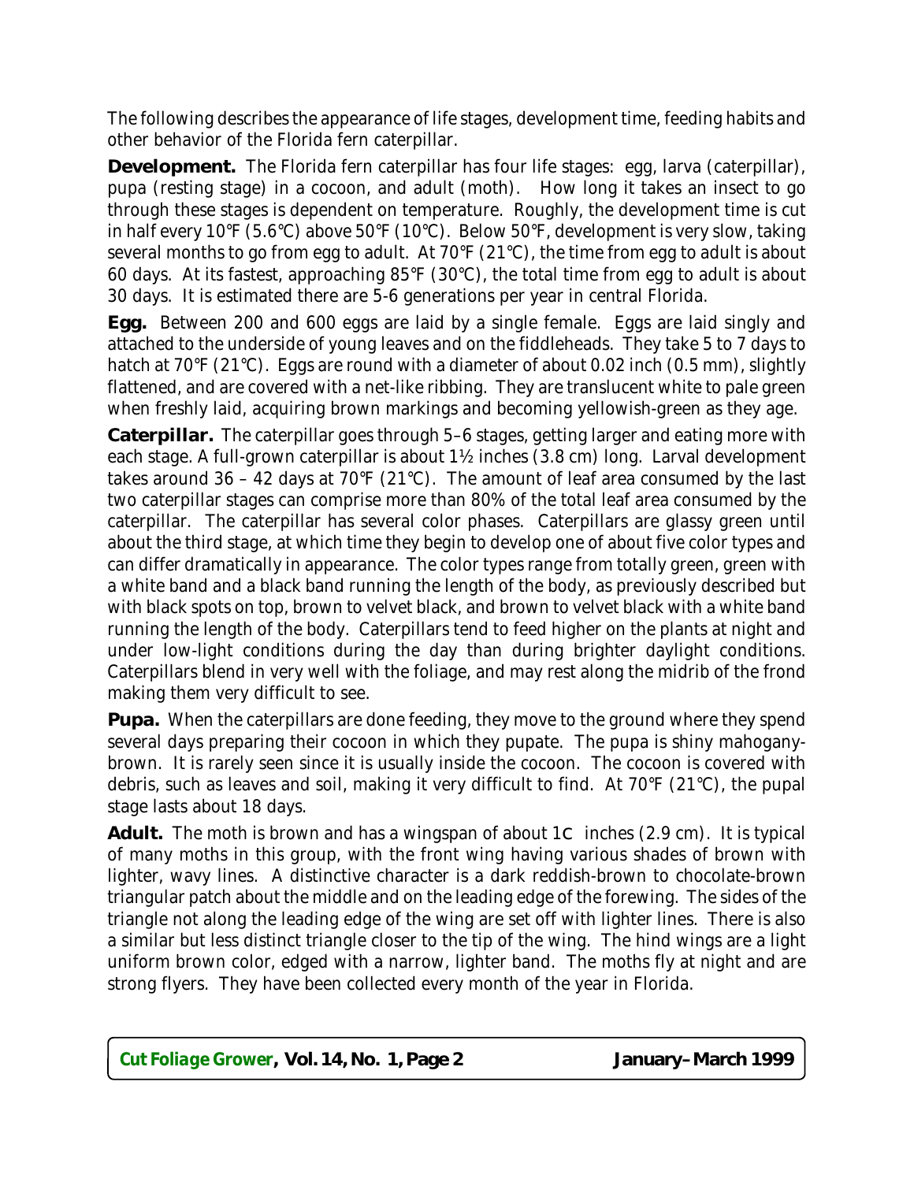The following describes the appearance of life stages, development time, feeding habits and other behavior of the Florida fern caterpillar.

**Development.** The Florida fern caterpillar has four life stages: egg, larva (caterpillar), pupa (resting stage) in a cocoon, and adult (moth). How long it takes an insect to go through these stages is dependent on temperature. Roughly, the development time is cut in half every 10°F (5.6°C) above 50°F (10°C). Below 50°F, development is very slow, taking several months to go from egg to adult. At 70°F (21°C), the time from egg to adult is about 60 days. At its fastest, approaching 85°F (30°C), the total time from egg to adult is about 30 days. It is estimated there are 5-6 generations per year in central Florida.

**Egg.** Between 200 and 600 eggs are laid by a single female. Eggs are laid singly and attached to the underside of young leaves and on the fiddleheads. They take 5 to 7 days to hatch at 70°F (21°C). Eggs are round with a diameter of about 0.02 inch (0.5 mm), slightly flattened, and are covered with a net-like ribbing. They are translucent white to pale green when freshly laid, acquiring brown markings and becoming yellowish-green as they age.

**Caterpillar.** The caterpillar goes through 5–6 stages, getting larger and eating more with each stage. A full-grown caterpillar is about 1½ inches (3.8 cm) long. Larval development takes around 36 – 42 days at 70°F (21°C). The amount of leaf area consumed by the last two caterpillar stages can comprise more than 80% of the total leaf area consumed by the caterpillar. The caterpillar has several color phases. Caterpillars are glassy green until about the third stage, at which time they begin to develop one of about five color types and can differ dramatically in appearance. The color types range from totally green, green with a white band and a black band running the length of the body, as previously described but with black spots on top, brown to velvet black, and brown to velvet black with a white band running the length of the body. Caterpillars tend to feed higher on the plants at night and under low-light conditions during the day than during brighter daylight conditions. Caterpillars blend in very well with the foliage, and may rest along the midrib of the frond making them very difficult to see.

**Pupa.** When the caterpillars are done feeding, they move to the ground where they spend several days preparing their cocoon in which they pupate. The pupa is shiny mahogany-brown. It is rarely seen since it is usually inside the cocoon. The cocoon is covered with debris, such as leaves and soil, making it very difficult to find. At 70°F (21°C), the pupal stage lasts about 18 days.

**Adult.** The moth is brown and has a wingspan of about 1C inches (2.9 cm). It is typical of many moths in this group, with the front wing having various shades of brown with lighter, wavy lines. A distinctive character is a dark reddish-brown to chocolate-brown triangular patch about the middle and on the leading edge of the forewing. The sides of the triangle not along the leading edge of the wing are set off with lighter lines. There is also a similar but less distinct triangle closer to the tip of the wing. The hind wings are a light uniform brown color, edged with a narrow, lighter band. The moths fly at night and are strong flyers. They have been collected every month of the year in Florida.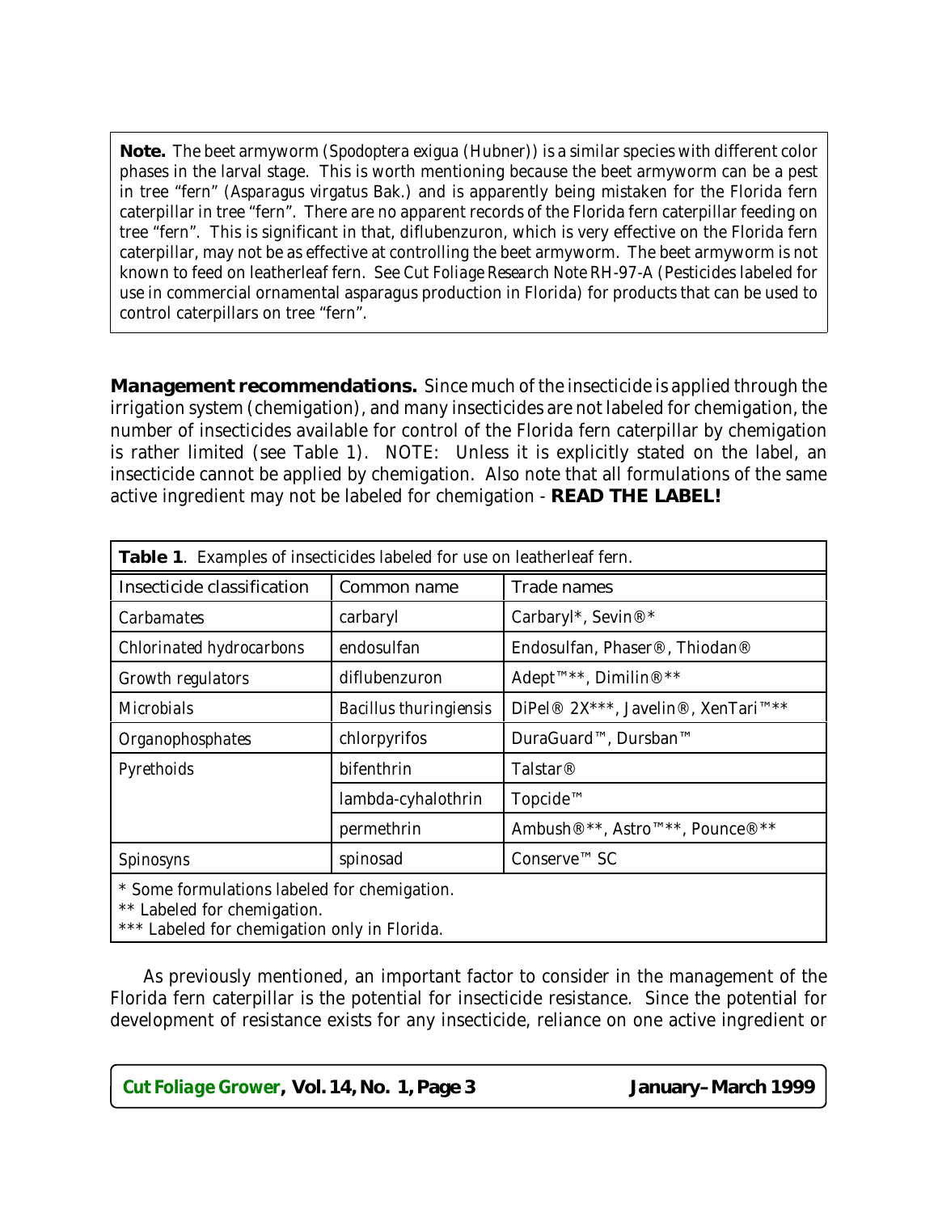**Note.** The beet armyworm (*Spodoptera exigua* (Hubner)) is a similar species with different color phases in the larval stage. This is worth mentioning because the beet armyworm can be a pest in tree "fern" (*Asparagus virgatus* Bak.) and is apparently being mistaken for the Florida fern caterpillar in tree "fern". There are no apparent records of the Florida fern caterpillar feeding on tree "fern". This is significant in that, diflubenzuron, which is very effective on the Florida fern caterpillar, may not be as effective at controlling the beet armyworm. The beet armyworm is not known to feed on leatherleaf fern. See *Cut Foliage Research Note RH-97-A* (Pesticides labeled for use in commercial ornamental asparagus production in Florida) for products that can be used to control caterpillars on tree "fern".

**Management recommendations.** Since much of the insecticide is applied through the irrigation system (chemigation), and many insecticides are not labeled for chemigation, the number of insecticides available for control of the Florida fern caterpillar by chemigation is rather limited (see Table 1). NOTE: Unless it is explicitly stated on the label, an insecticide cannot be applied by chemigation. Also note that all formulations of the same active ingredient may not be labeled for chemigation - **READ THE LABEL!**

**Table 1**. Examples of insecticides labeled for use on leatherleaf fern.

| Insecticide classification | Common name | Trade names |
|---|---|---|
| Carbamates | carbaryl | Carbaryl*, Sevin®* |
| Chlorinated hydrocarbons | endosulfan | Endosulfan, Phaser®, Thiodan® |
| Growth regulators | diflubenzuron | Adept™**, Dimilin®** |
| Microbials | *Bacillus thuringiensis* | DiPel® 2X***, Javelin®, XenTari™** |
| Organophosphates | chlorpyrifos | DuraGuard™, Dursban™ |
| Pyrethoids | bifenthrin | Talstar® |
| | lambda-cyhalothrin | Topcide™ |
| | permethrin | Ambush®**, Astro™**, Pounce®** |
| Spinosyns | spinosad | Conserve™ SC |

\* Some formulations labeled for chemigation.
\** Labeled for chemigation.
\*** Labeled for chemigation only in Florida.

As previously mentioned, an important factor to consider in the management of the Florida fern caterpillar is the potential for insecticide resistance. Since the potential for development of resistance exists for any insecticide, reliance on one active ingredient or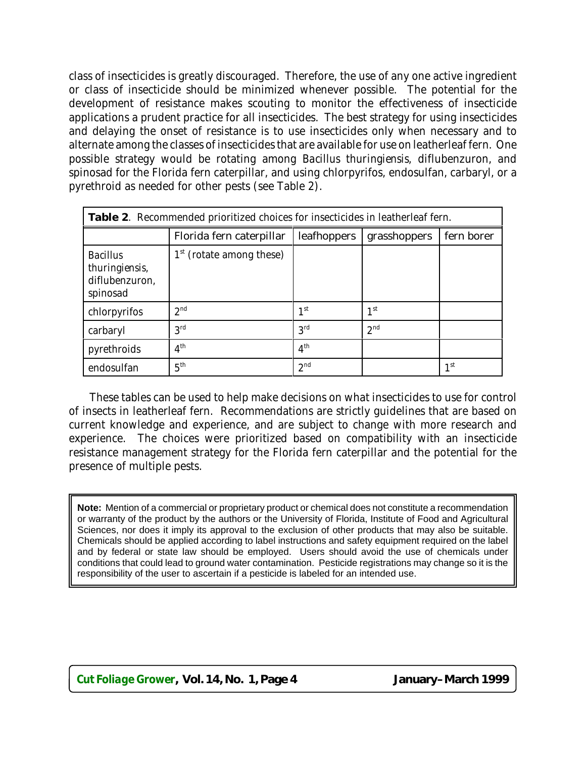class of insecticides is greatly discouraged. Therefore, the use of any one active ingredient or class of insecticide should be minimized whenever possible. The potential for the development of resistance makes scouting to monitor the effectiveness of insecticide applications a prudent practice for all insecticides. The best strategy for using insecticides and delaying the onset of resistance is to use insecticides only when necessary and to alternate among the classes of insecticides that are available for use on leatherleaf fern. One possible strategy would be rotating among *Bacillus thuringiensis*, diflubenzuron, and spinosad for the Florida fern caterpillar, and using chlorpyrifos, endosulfan, carbaryl, or a pyrethroid as needed for other pests (see Table 2).

**Table 2**. Recommended prioritized choices for insecticides in leatherleaf fern.

| | Florida fern caterpillar | leafhoppers | grasshoppers | fern borer |
|---|---|---|---|---|
| *Bacillus thuringiensis*, diflubenzuron, spinosad | 1st (rotate among these) | | | |
| chlorpyrifos | 2nd | 1st | 1st | |
| carbaryl | 3rd | 3rd | 2nd | |
| pyrethroids | 4th | 4th | | |
| endosulfan | 5th | 2nd | | 1st |

These tables can be used to help make decisions on what insecticides to use for control of insects in leatherleaf fern. Recommendations are strictly guidelines that are based on current knowledge and experience, and are subject to change with more research and experience. The choices were prioritized based on compatibility with an insecticide resistance management strategy for the Florida fern caterpillar and the potential for the presence of multiple pests.

**Note:** Mention of a commercial or proprietary product or chemical does not constitute a recommendation or warranty of the product by the authors or the University of Florida, Institute of Food and Agricultural Sciences, nor does it imply its approval to the exclusion of other products that may also be suitable. Chemicals should be applied according to label instructions and safety equipment required on the label and by federal or state law should be employed. Users should avoid the use of chemicals under conditions that could lead to ground water contamination. Pesticide registrations may change so it is the responsibility of the user to ascertain if a pesticide is labeled for an intended use.